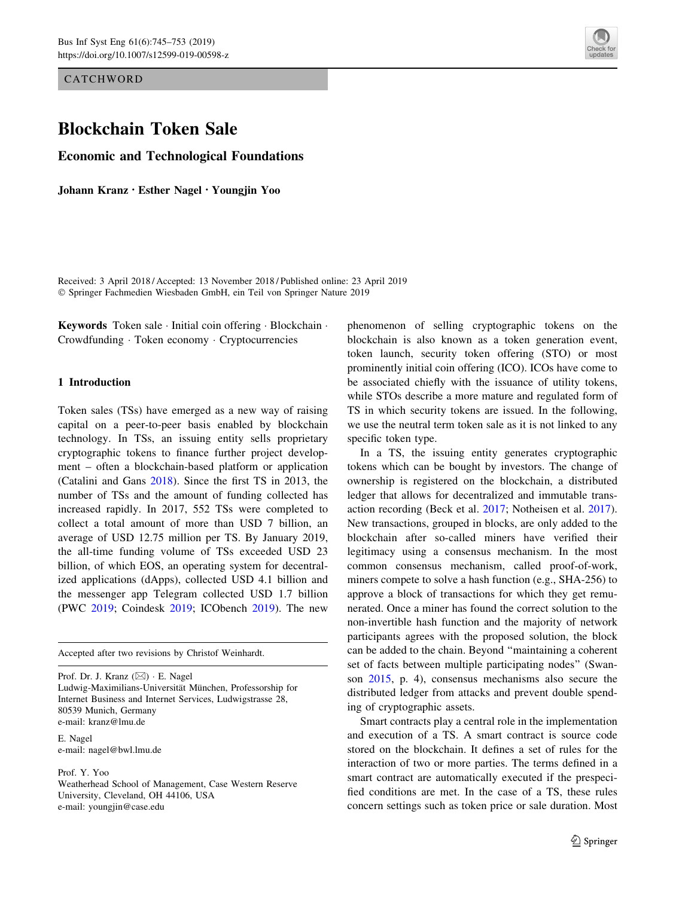CATCHWORD

# Blockchain Token Sale

## Economic and Technological Foundations

**Johann Kranz · Esther Nagel · Youngjin Yoo**

Received: 3 April 2018 / Accepted: 13 November 2018 / Published online: 23 April 2019
© Springer Fachmedien Wiesbaden GmbH, ein Teil von Springer Nature 2019

**Keywords** Token sale · Initial coin offering · Blockchain · Crowdfunding · Token economy · Cryptocurrencies

## 1 Introduction

Token sales (TSs) have emerged as a new way of raising capital on a peer-to-peer basis enabled by blockchain technology. In TSs, an issuing entity sells proprietary cryptographic tokens to finance further project development – often a blockchain-based platform or application (Catalini and Gans 2018). Since the first TS in 2013, the number of TSs and the amount of funding collected has increased rapidly. In 2017, 552 TSs were completed to collect a total amount of more than USD 7 billion, an average of USD 12.75 million per TS. By January 2019, the all-time funding volume of TSs exceeded USD 23 billion, of which EOS, an operating system for decentralized applications (dApps), collected USD 4.1 billion and the messenger app Telegram collected USD 1.7 billion (PWC 2019; Coindesk 2019; ICObench 2019). The new phenomenon of selling cryptographic tokens on the blockchain is also known as a token generation event, token launch, security token offering (STO) or most prominently initial coin offering (ICO). ICOs have come to be associated chiefly with the issuance of utility tokens, while STOs describe a more mature and regulated form of TS in which security tokens are issued. In the following, we use the neutral term token sale as it is not linked to any specific token type.

In a TS, the issuing entity generates cryptographic tokens which can be bought by investors. The change of ownership is registered on the blockchain, a distributed ledger that allows for decentralized and immutable transaction recording (Beck et al. 2017; Notheisen et al. 2017). New transactions, grouped in blocks, are only added to the blockchain after so-called miners have verified their legitimacy using a consensus mechanism. In the most common consensus mechanism, called proof-of-work, miners compete to solve a hash function (e.g., SHA-256) to approve a block of transactions for which they get remunerated. Once a miner has found the correct solution to the non-invertible hash function and the majority of network participants agrees with the proposed solution, the block can be added to the chain. Beyond "maintaining a coherent set of facts between multiple participating nodes" (Swanson 2015, p. 4), consensus mechanisms also secure the distributed ledger from attacks and prevent double spending of cryptographic assets.

Smart contracts play a central role in the implementation and execution of a TS. A smart contract is source code stored on the blockchain. It defines a set of rules for the interaction of two or more parties. The terms defined in a smart contract are automatically executed if the prespecified conditions are met. In the case of a TS, these rules concern settings such as token price or sale duration. Most

---

Accepted after two revisions by Christof Weinhardt.

Prof. Dr. J. Kranz (✉) · E. Nagel
Ludwig-Maximilians-Universität München, Professorship for Internet Business and Internet Services, Ludwigstrasse 28, 80539 Munich, Germany
e-mail: kranz@lmu.de

E. Nagel
e-mail: nagel@bwl.lmu.de

Prof. Y. Yoo
Weatherhead School of Management, Case Western Reserve University, Cleveland, OH 44106, USA
e-mail: youngjin@case.edu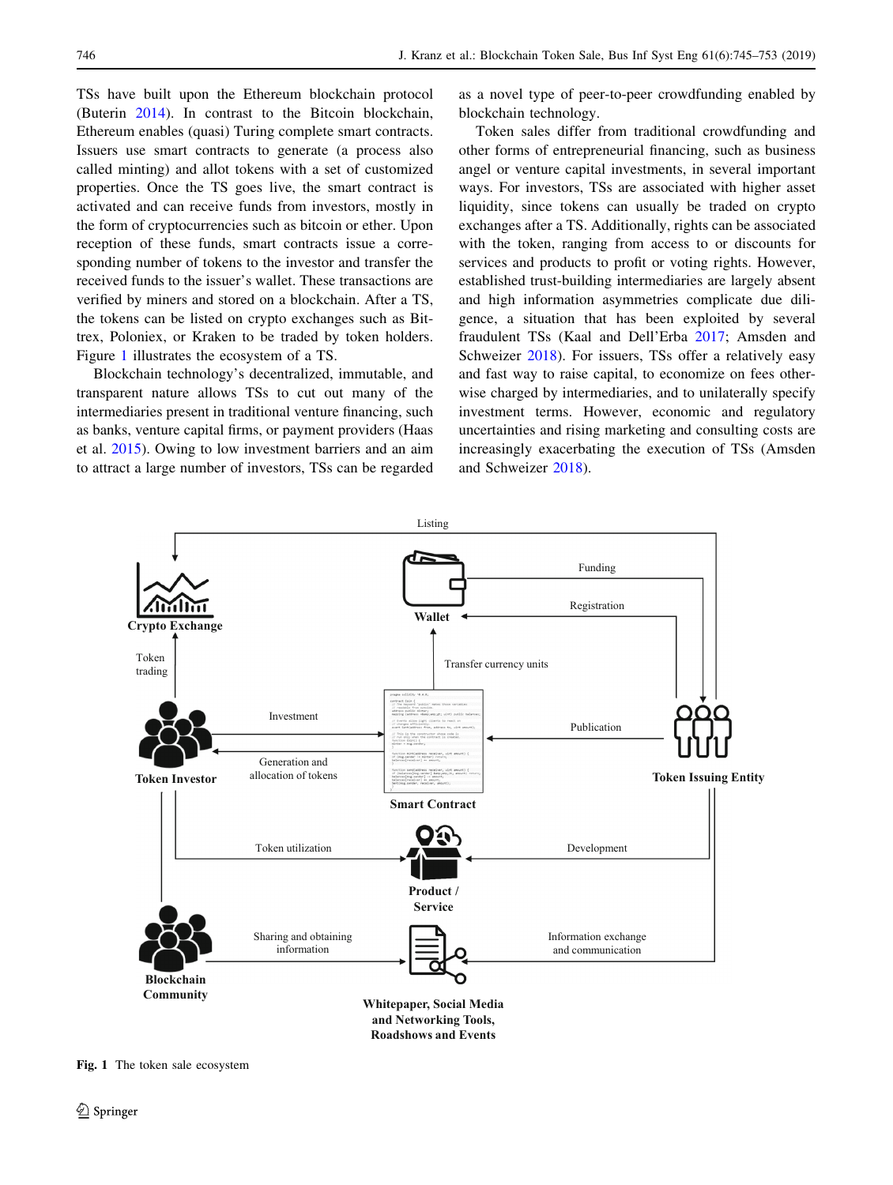TSs have built upon the Ethereum blockchain protocol (Buterin 2014). In contrast to the Bitcoin blockchain, Ethereum enables (quasi) Turing complete smart contracts. Issuers use smart contracts to generate (a process also called minting) and allot tokens with a set of customized properties. Once the TS goes live, the smart contract is activated and can receive funds from investors, mostly in the form of cryptocurrencies such as bitcoin or ether. Upon reception of these funds, smart contracts issue a corresponding number of tokens to the investor and transfer the received funds to the issuer's wallet. These transactions are verified by miners and stored on a blockchain. After a TS, the tokens can be listed on crypto exchanges such as Bittrex, Poloniex, or Kraken to be traded by token holders. Figure 1 illustrates the ecosystem of a TS.

Blockchain technology's decentralized, immutable, and transparent nature allows TSs to cut out many of the intermediaries present in traditional venture financing, such as banks, venture capital firms, or payment providers (Haas et al. 2015). Owing to low investment barriers and an aim to attract a large number of investors, TSs can be regarded as a novel type of peer-to-peer crowdfunding enabled by blockchain technology.

Token sales differ from traditional crowdfunding and other forms of entrepreneurial financing, such as business angel or venture capital investments, in several important ways. For investors, TSs are associated with higher asset liquidity, since tokens can usually be traded on crypto exchanges after a TS. Additionally, rights can be associated with the token, ranging from access to or discounts for services and products to profit or voting rights. However, established trust-building intermediaries are largely absent and high information asymmetries complicate due diligence, a situation that has been exploited by several fraudulent TSs (Kaal and Dell'Erba 2017; Amsden and Schweizer 2018). For issuers, TSs offer a relatively easy and fast way to raise capital, to economize on fees otherwise charged by intermediaries, and to unilaterally specify investment terms. However, economic and regulatory uncertainties and rising marketing and consulting costs are increasingly exacerbating the execution of TSs (Amsden and Schweizer 2018).

Listing
Funding
Registration
Crypto Exchange
Wallet
Token trading
Transfer currency units
Investment
Publication
Token Investor
Generation and allocation of tokens
Token Issuing Entity
Smart Contract
Token utilization
Development
Product / Service
Sharing and obtaining information
Information exchange and communication
Blockchain Community
Whitepaper, Social Media and Networking Tools, Roadshows and Events

**Fig. 1** The token sale ecosystem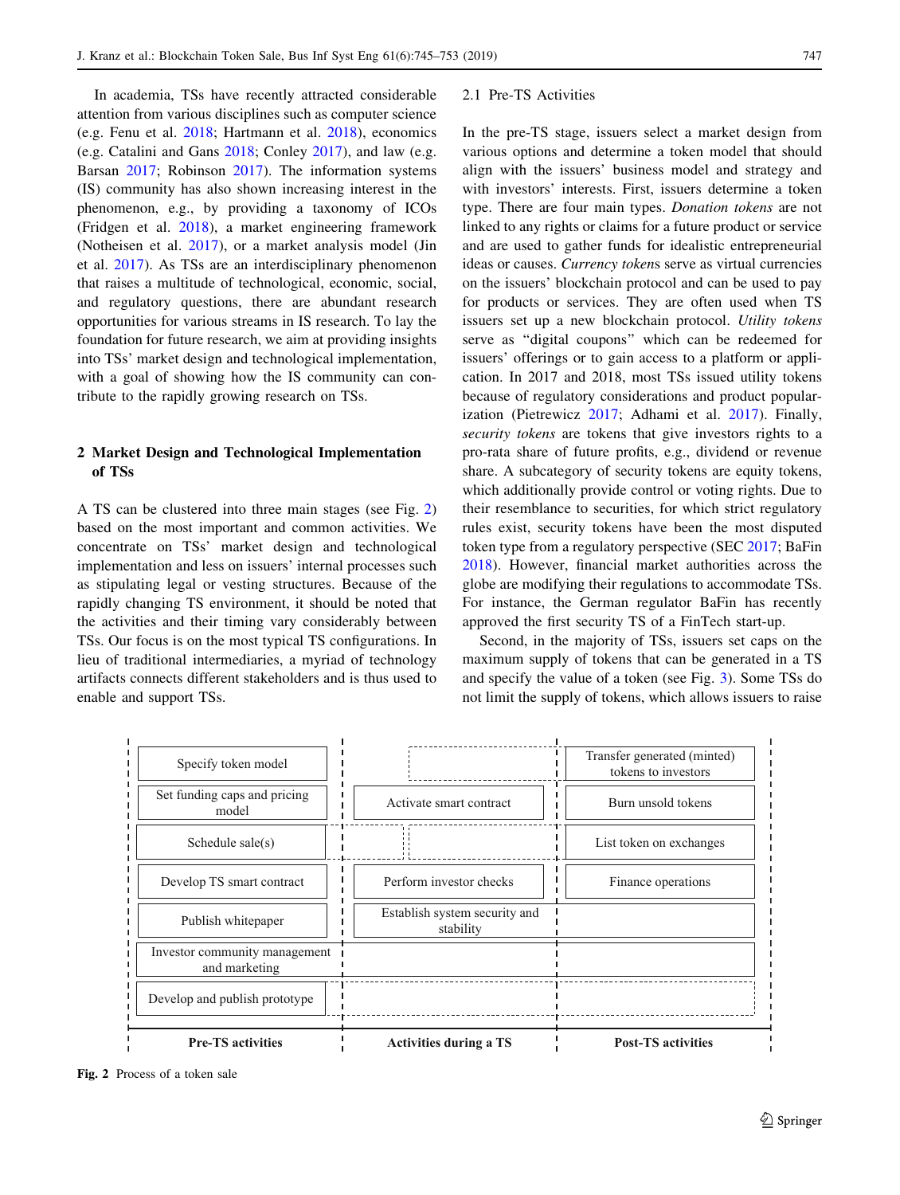In academia, TSs have recently attracted considerable attention from various disciplines such as computer science (e.g. Fenu et al. 2018; Hartmann et al. 2018), economics (e.g. Catalini and Gans 2018; Conley 2017), and law (e.g. Barsan 2017; Robinson 2017). The information systems (IS) community has also shown increasing interest in the phenomenon, e.g., by providing a taxonomy of ICOs (Fridgen et al. 2018), a market engineering framework (Notheisen et al. 2017), or a market analysis model (Jin et al. 2017). As TSs are an interdisciplinary phenomenon that raises a multitude of technological, economic, social, and regulatory questions, there are abundant research opportunities for various streams in IS research. To lay the foundation for future research, we aim at providing insights into TSs' market design and technological implementation, with a goal of showing how the IS community can contribute to the rapidly growing research on TSs.

## 2 Market Design and Technological Implementation of TSs

A TS can be clustered into three main stages (see Fig. 2) based on the most important and common activities. We concentrate on TSs' market design and technological implementation and less on issuers' internal processes such as stipulating legal or vesting structures. Because of the rapidly changing TS environment, it should be noted that the activities and their timing vary considerably between TSs. Our focus is on the most typical TS configurations. In lieu of traditional intermediaries, a myriad of technology artifacts connects different stakeholders and is thus used to enable and support TSs.

### 2.1 Pre-TS Activities

In the pre-TS stage, issuers select a market design from various options and determine a token model that should align with the issuers' business model and strategy and with investors' interests. First, issuers determine a token type. There are four main types. *Donation tokens* are not linked to any rights or claims for a future product or service and are used to gather funds for idealistic entrepreneurial ideas or causes. *Currency tokens* serve as virtual currencies on the issuers' blockchain protocol and can be used to pay for products or services. They are often used when TS issuers set up a new blockchain protocol. *Utility tokens* serve as "digital coupons" which can be redeemed for issuers' offerings or to gain access to a platform or application. In 2017 and 2018, most TSs issued utility tokens because of regulatory considerations and product popularization (Pietrewicz 2017; Adhami et al. 2017). Finally, *security tokens* are tokens that give investors rights to a pro-rata share of future profits, e.g., dividend or revenue share. A subcategory of security tokens are equity tokens, which additionally provide control or voting rights. Due to their resemblance to securities, for which strict regulatory rules exist, security tokens have been the most disputed token type from a regulatory perspective (SEC 2017; BaFin 2018). However, financial market authorities across the globe are modifying their regulations to accommodate TSs. For instance, the German regulator BaFin has recently approved the first security TS of a FinTech start-up.

Second, in the majority of TSs, issuers set caps on the maximum supply of tokens that can be generated in a TS and specify the value of a token (see Fig. 3). Some TSs do not limit the supply of tokens, which allows issuers to raise

Specify token model
Set funding caps and pricing model
Schedule sale(s)
Develop TS smart contract
Publish whitepaper
Investor community management and marketing
Develop and publish prototype
Activate smart contract
Perform investor checks
Establish system security and stability
Transfer generated (minted) tokens to investors
Burn unsold tokens
List token on exchanges
Finance operations
Pre-TS activities
Activities during a TS
Post-TS activities

**Fig. 2** Process of a token sale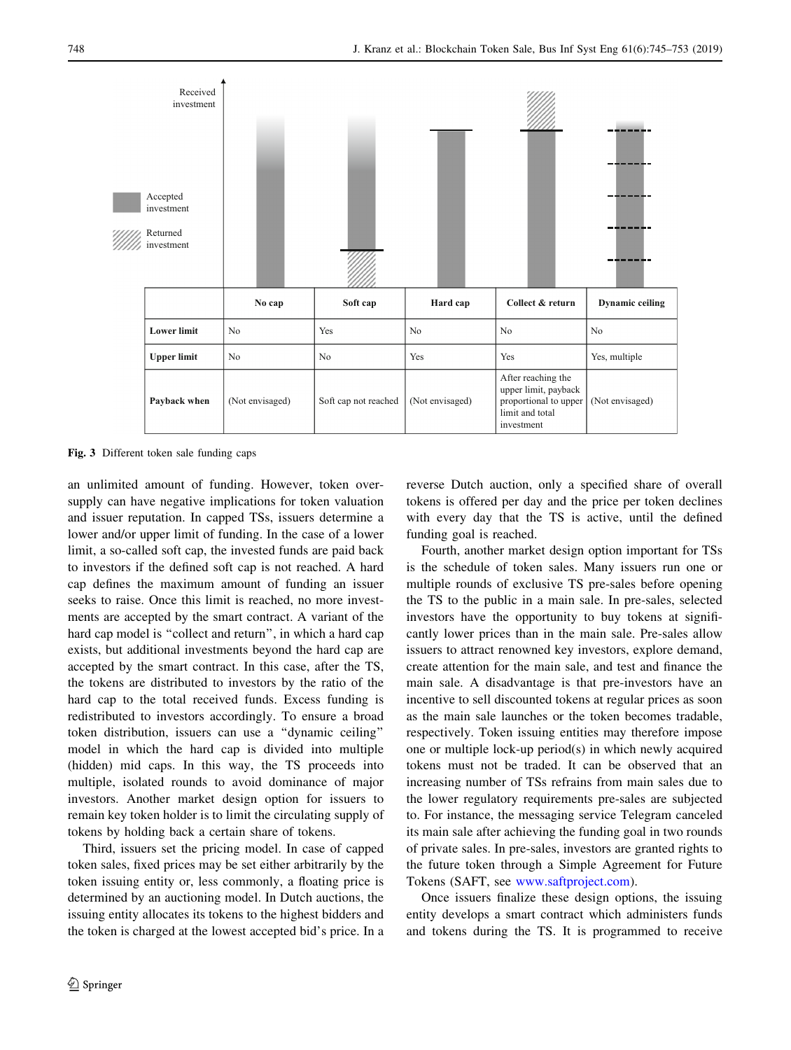Received investment

Accepted investment

Returned investment

| | No cap | Soft cap | Hard cap | Collect & return | Dynamic ceiling |
|---|---|---|---|---|---|
| **Lower limit** | No | Yes | No | No | No |
| **Upper limit** | No | No | Yes | Yes | Yes, multiple |
| **Payback when** | (Not envisaged) | Soft cap not reached | (Not envisaged) | After reaching the upper limit, payback proportional to upper limit and total investment | (Not envisaged) |

**Fig. 3** Different token sale funding caps

an unlimited amount of funding. However, token oversupply can have negative implications for token valuation and issuer reputation. In capped TSs, issuers determine a lower and/or upper limit of funding. In the case of a lower limit, a so-called soft cap, the invested funds are paid back to investors if the defined soft cap is not reached. A hard cap defines the maximum amount of funding an issuer seeks to raise. Once this limit is reached, no more investments are accepted by the smart contract. A variant of the hard cap model is "collect and return", in which a hard cap exists, but additional investments beyond the hard cap are accepted by the smart contract. In this case, after the TS, the tokens are distributed to investors by the ratio of the hard cap to the total received funds. Excess funding is redistributed to investors accordingly. To ensure a broad token distribution, issuers can use a "dynamic ceiling" model in which the hard cap is divided into multiple (hidden) mid caps. In this way, the TS proceeds into multiple, isolated rounds to avoid dominance of major investors. Another market design option for issuers to remain key token holder is to limit the circulating supply of tokens by holding back a certain share of tokens.

Third, issuers set the pricing model. In case of capped token sales, fixed prices may be set either arbitrarily by the token issuing entity or, less commonly, a floating price is determined by an auctioning model. In Dutch auctions, the issuing entity allocates its tokens to the highest bidders and the token is charged at the lowest accepted bid's price. In a reverse Dutch auction, only a specified share of overall tokens is offered per day and the price per token declines with every day that the TS is active, until the defined funding goal is reached.

Fourth, another market design option important for TSs is the schedule of token sales. Many issuers run one or multiple rounds of exclusive TS pre-sales before opening the TS to the public in a main sale. In pre-sales, selected investors have the opportunity to buy tokens at significantly lower prices than in the main sale. Pre-sales allow issuers to attract renowned key investors, explore demand, create attention for the main sale, and test and finance the main sale. A disadvantage is that pre-investors have an incentive to sell discounted tokens at regular prices as soon as the main sale launches or the token becomes tradable, respectively. Token issuing entities may therefore impose one or multiple lock-up period(s) in which newly acquired tokens must not be traded. It can be observed that an increasing number of TSs refrains from main sales due to the lower regulatory requirements pre-sales are subjected to. For instance, the messaging service Telegram canceled its main sale after achieving the funding goal in two rounds of private sales. In pre-sales, investors are granted rights to the future token through a Simple Agreement for Future Tokens (SAFT, see www.saftproject.com).

Once issuers finalize these design options, the issuing entity develops a smart contract which administers funds and tokens during the TS. It is programmed to receive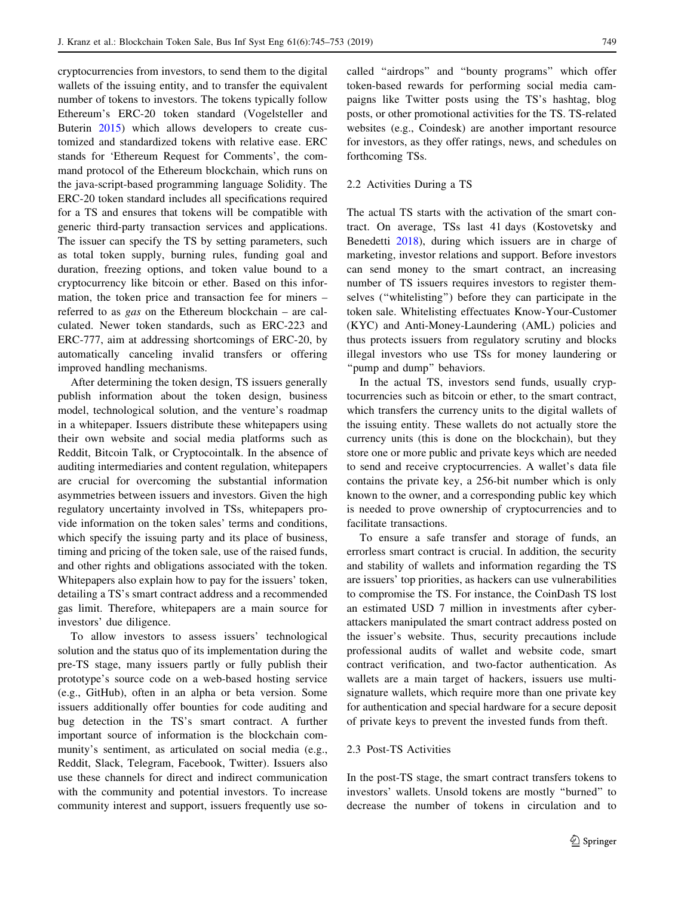cryptocurrencies from investors, to send them to the digital wallets of the issuing entity, and to transfer the equivalent number of tokens to investors. The tokens typically follow Ethereum's ERC-20 token standard (Vogelsteller and Buterin 2015) which allows developers to create customized and standardized tokens with relative ease. ERC stands for 'Ethereum Request for Comments', the command protocol of the Ethereum blockchain, which runs on the java-script-based programming language Solidity. The ERC-20 token standard includes all specifications required for a TS and ensures that tokens will be compatible with generic third-party transaction services and applications. The issuer can specify the TS by setting parameters, such as total token supply, burning rules, funding goal and duration, freezing options, and token value bound to a cryptocurrency like bitcoin or ether. Based on this information, the token price and transaction fee for miners – referred to as *gas* on the Ethereum blockchain – are calculated. Newer token standards, such as ERC-223 and ERC-777, aim at addressing shortcomings of ERC-20, by automatically canceling invalid transfers or offering improved handling mechanisms.

After determining the token design, TS issuers generally publish information about the token design, business model, technological solution, and the venture's roadmap in a whitepaper. Issuers distribute these whitepapers using their own website and social media platforms such as Reddit, Bitcoin Talk, or Cryptocointalk. In the absence of auditing intermediaries and content regulation, whitepapers are crucial for overcoming the substantial information asymmetries between issuers and investors. Given the high regulatory uncertainty involved in TSs, whitepapers provide information on the token sales' terms and conditions, which specify the issuing party and its place of business, timing and pricing of the token sale, use of the raised funds, and other rights and obligations associated with the token. Whitepapers also explain how to pay for the issuers' token, detailing a TS's smart contract address and a recommended gas limit. Therefore, whitepapers are a main source for investors' due diligence.

To allow investors to assess issuers' technological solution and the status quo of its implementation during the pre-TS stage, many issuers partly or fully publish their prototype's source code on a web-based hosting service (e.g., GitHub), often in an alpha or beta version. Some issuers additionally offer bounties for code auditing and bug detection in the TS's smart contract. A further important source of information is the blockchain community's sentiment, as articulated on social media (e.g., Reddit, Slack, Telegram, Facebook, Twitter). Issuers also use these channels for direct and indirect communication with the community and potential investors. To increase community interest and support, issuers frequently use so-called "airdrops" and "bounty programs" which offer token-based rewards for performing social media campaigns like Twitter posts using the TS's hashtag, blog posts, or other promotional activities for the TS. TS-related websites (e.g., Coindesk) are another important resource for investors, as they offer ratings, news, and schedules on forthcoming TSs.

### 2.2 Activities During a TS

The actual TS starts with the activation of the smart contract. On average, TSs last 41 days (Kostovetsky and Benedetti 2018), during which issuers are in charge of marketing, investor relations and support. Before investors can send money to the smart contract, an increasing number of TS issuers requires investors to register themselves ("whitelisting") before they can participate in the token sale. Whitelisting effectuates Know-Your-Customer (KYC) and Anti-Money-Laundering (AML) policies and thus protects issuers from regulatory scrutiny and blocks illegal investors who use TSs for money laundering or "pump and dump" behaviors.

In the actual TS, investors send funds, usually cryptocurrencies such as bitcoin or ether, to the smart contract, which transfers the currency units to the digital wallets of the issuing entity. These wallets do not actually store the currency units (this is done on the blockchain), but they store one or more public and private keys which are needed to send and receive cryptocurrencies. A wallet's data file contains the private key, a 256-bit number which is only known to the owner, and a corresponding public key which is needed to prove ownership of cryptocurrencies and to facilitate transactions.

To ensure a safe transfer and storage of funds, an errorless smart contract is crucial. In addition, the security and stability of wallets and information regarding the TS are issuers' top priorities, as hackers can use vulnerabilities to compromise the TS. For instance, the CoinDash TS lost an estimated USD 7 million in investments after cyber-attackers manipulated the smart contract address posted on the issuer's website. Thus, security precautions include professional audits of wallet and website code, smart contract verification, and two-factor authentication. As wallets are a main target of hackers, issuers use multi-signature wallets, which require more than one private key for authentication and special hardware for a secure deposit of private keys to prevent the invested funds from theft.

### 2.3 Post-TS Activities

In the post-TS stage, the smart contract transfers tokens to investors' wallets. Unsold tokens are mostly "burned" to decrease the number of tokens in circulation and to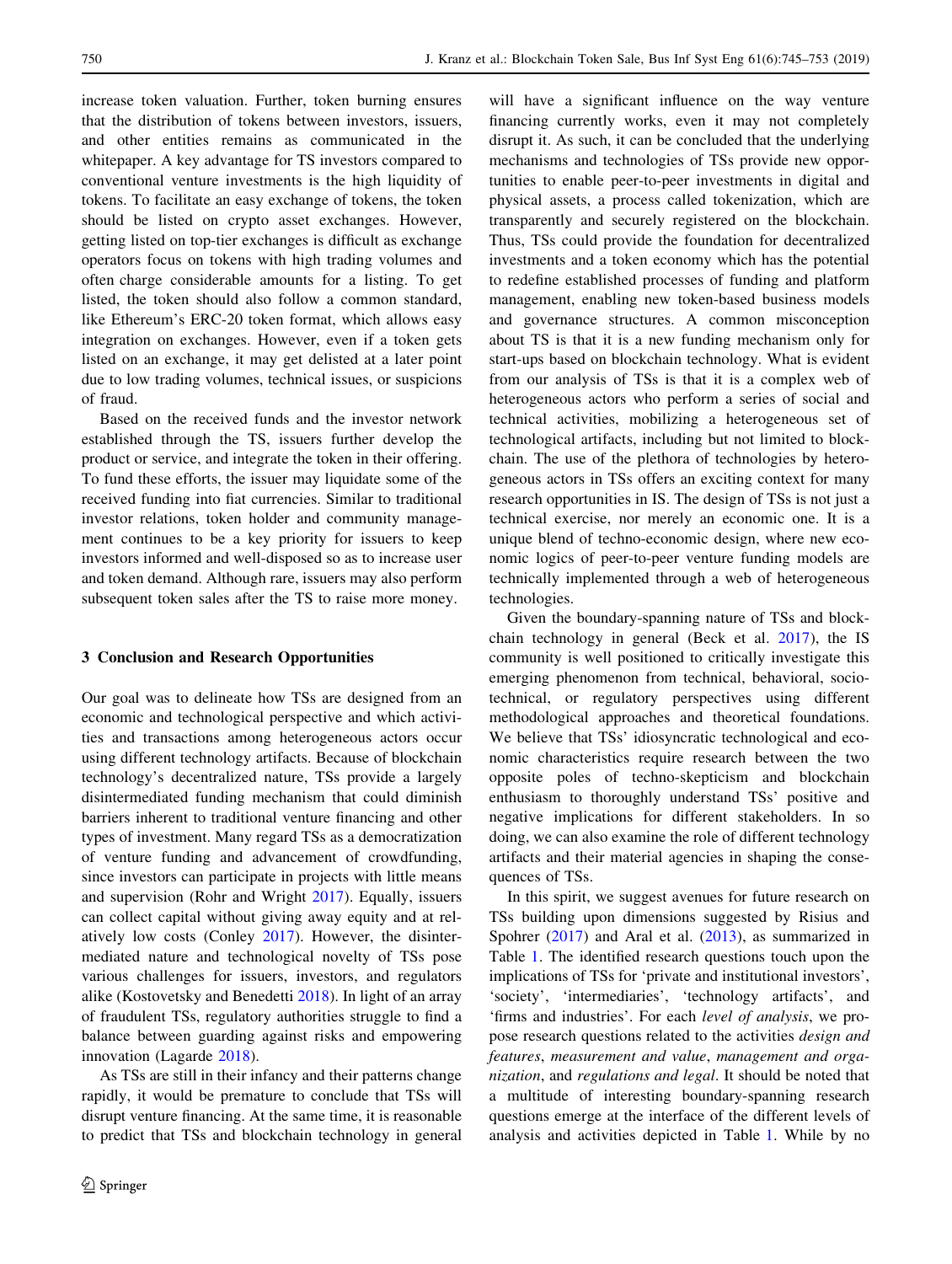increase token valuation. Further, token burning ensures that the distribution of tokens between investors, issuers, and other entities remains as communicated in the whitepaper. A key advantage for TS investors compared to conventional venture investments is the high liquidity of tokens. To facilitate an easy exchange of tokens, the token should be listed on crypto asset exchanges. However, getting listed on top-tier exchanges is difficult as exchange operators focus on tokens with high trading volumes and often charge considerable amounts for a listing. To get listed, the token should also follow a common standard, like Ethereum's ERC-20 token format, which allows easy integration on exchanges. However, even if a token gets listed on an exchange, it may get delisted at a later point due to low trading volumes, technical issues, or suspicions of fraud.

Based on the received funds and the investor network established through the TS, issuers further develop the product or service, and integrate the token in their offering. To fund these efforts, the issuer may liquidate some of the received funding into fiat currencies. Similar to traditional investor relations, token holder and community management continues to be a key priority for issuers to keep investors informed and well-disposed so as to increase user and token demand. Although rare, issuers may also perform subsequent token sales after the TS to raise more money.

## 3 Conclusion and Research Opportunities

Our goal was to delineate how TSs are designed from an economic and technological perspective and which activities and transactions among heterogeneous actors occur using different technology artifacts. Because of blockchain technology's decentralized nature, TSs provide a largely disintermediated funding mechanism that could diminish barriers inherent to traditional venture financing and other types of investment. Many regard TSs as a democratization of venture funding and advancement of crowdfunding, since investors can participate in projects with little means and supervision (Rohr and Wright 2017). Equally, issuers can collect capital without giving away equity and at relatively low costs (Conley 2017). However, the disintermediated nature and technological novelty of TSs pose various challenges for issuers, investors, and regulators alike (Kostovetsky and Benedetti 2018). In light of an array of fraudulent TSs, regulatory authorities struggle to find a balance between guarding against risks and empowering innovation (Lagarde 2018).

As TSs are still in their infancy and their patterns change rapidly, it would be premature to conclude that TSs will disrupt venture financing. At the same time, it is reasonable to predict that TSs and blockchain technology in general will have a significant influence on the way venture financing currently works, even it may not completely disrupt it. As such, it can be concluded that the underlying mechanisms and technologies of TSs provide new opportunities to enable peer-to-peer investments in digital and physical assets, a process called tokenization, which are transparently and securely registered on the blockchain. Thus, TSs could provide the foundation for decentralized investments and a token economy which has the potential to redefine established processes of funding and platform management, enabling new token-based business models and governance structures. A common misconception about TS is that it is a new funding mechanism only for start-ups based on blockchain technology. What is evident from our analysis of TSs is that it is a complex web of heterogeneous actors who perform a series of social and technical activities, mobilizing a heterogeneous set of technological artifacts, including but not limited to blockchain. The use of the plethora of technologies by heterogeneous actors in TSs offers an exciting context for many research opportunities in IS. The design of TSs is not just a technical exercise, nor merely an economic one. It is a unique blend of techno-economic design, where new economic logics of peer-to-peer venture funding models are technically implemented through a web of heterogeneous technologies.

Given the boundary-spanning nature of TSs and blockchain technology in general (Beck et al. 2017), the IS community is well positioned to critically investigate this emerging phenomenon from technical, behavioral, socio-technical, or regulatory perspectives using different methodological approaches and theoretical foundations. We believe that TSs' idiosyncratic technological and economic characteristics require research between the two opposite poles of techno-skepticism and blockchain enthusiasm to thoroughly understand TSs' positive and negative implications for different stakeholders. In so doing, we can also examine the role of different technology artifacts and their material agencies in shaping the consequences of TSs.

In this spirit, we suggest avenues for future research on TSs building upon dimensions suggested by Risius and Spohrer (2017) and Aral et al. (2013), as summarized in Table 1. The identified research questions touch upon the implications of TSs for 'private and institutional investors', 'society', 'intermediaries', 'technology artifacts', and 'firms and industries'. For each *level of analysis*, we propose research questions related to the activities *design and features*, *measurement and value*, *management and organization*, and *regulations and legal*. It should be noted that a multitude of interesting boundary-spanning research questions emerge at the interface of the different levels of analysis and activities depicted in Table 1. While by no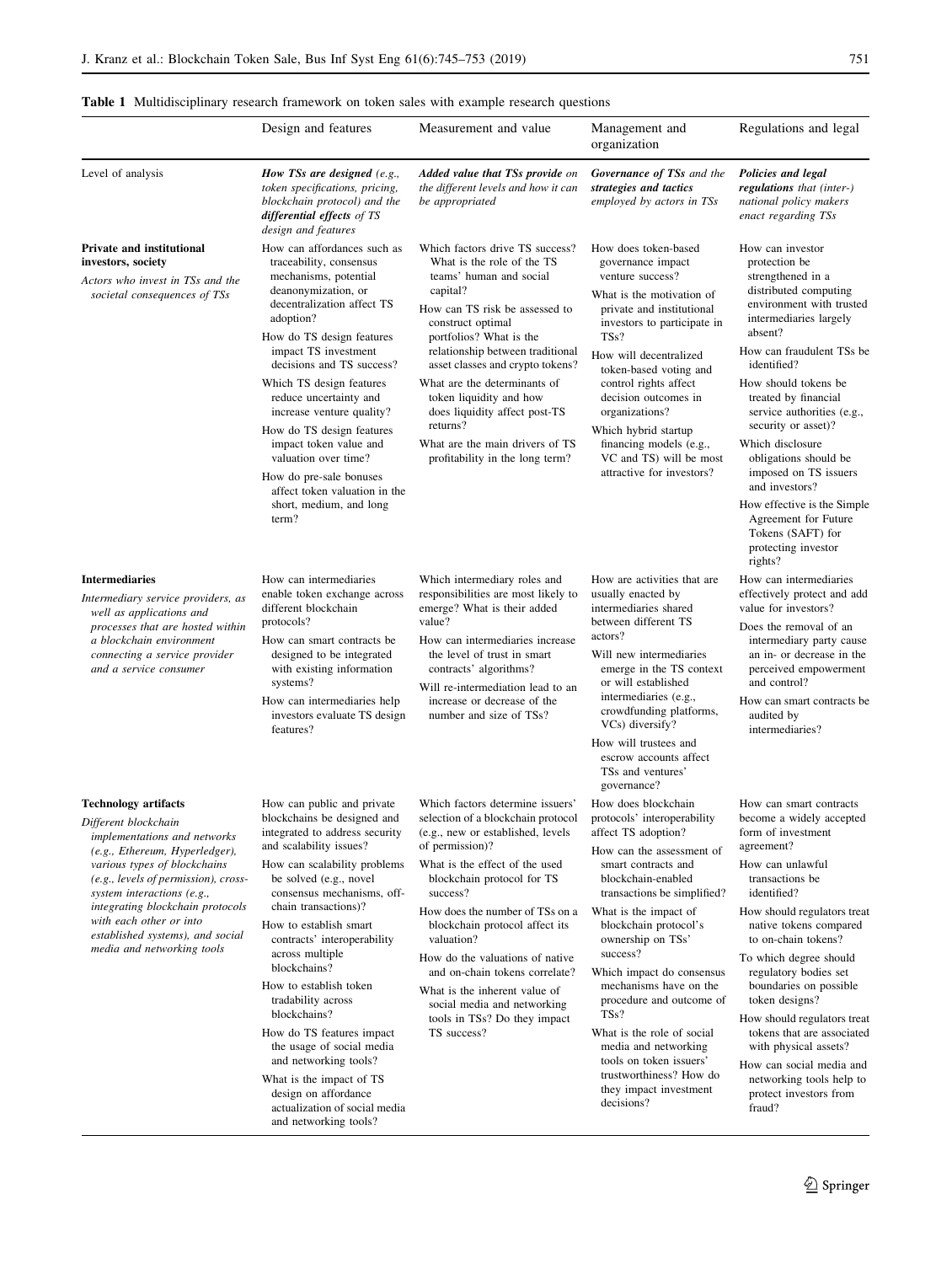**Table 1** Multidisciplinary research framework on token sales with example research questions

| | Design and features | Measurement and value | Management and organization | Regulations and legal |
|---|---|---|---|---|
| Level of analysis | ***How TSs are designed*** *(e.g., token specifications, pricing, blockchain protocol) and the* ***differential effects*** *of TS design and features* | ***Added value that TSs provide*** *on the different levels and how it can be appropriated* | ***Governance of TSs*** *and the* ***strategies and tactics*** *employed by actors in TSs* | ***Policies and legal regulations*** *that (inter-) national policy makers enact regarding TSs* |
| **Private and institutional investors, society**<br>*Actors who invest in TSs and the societal consequences of TSs* | How can affordances such as traceability, consensus mechanisms, potential deanonymization, or decentralization affect TS adoption?<br>How do TS design features impact TS investment decisions and TS success?<br>Which TS design features reduce uncertainty and increase venture quality?<br>How do TS design features impact token value and valuation over time?<br>How do pre-sale bonuses affect token valuation in the short, medium, and long term? | Which factors drive TS success? What is the role of the TS teams' human and social capital?<br>How can TS risk be assessed to construct optimal portfolios? What is the relationship between traditional asset classes and crypto tokens?<br>What are the determinants of token liquidity and how does liquidity affect post-TS returns?<br>What are the main drivers of TS profitability in the long term? | How does token-based governance impact venture success?<br>What is the motivation of private and institutional investors to participate in TSs?<br>How will decentralized token-based voting and control rights affect decision outcomes in organizations?<br>Which hybrid startup financing models (e.g., VC and TS) will be most attractive for investors? | How can investor protection be strengthened in a distributed computing environment with trusted intermediaries largely absent?<br>How can fraudulent TSs be identified?<br>How should tokens be treated by financial service authorities (e.g., security or asset)?<br>Which disclosure obligations should be imposed on TS issuers and investors?<br>How effective is the Simple Agreement for Future Tokens (SAFT) for protecting investor rights? |
| **Intermediaries**<br>*Intermediary service providers, as well as applications and processes that are hosted within a blockchain environment connecting a service provider and a service consumer* | How can intermediaries enable token exchange across different blockchain protocols?<br>How can smart contracts be designed to be integrated with existing information systems?<br>How can intermediaries help investors evaluate TS design features? | Which intermediary roles and responsibilities are most likely to emerge? What is their added value?<br>How can intermediaries increase the level of trust in smart contracts' algorithms?<br>Will re-intermediation lead to an increase or decrease of the number and size of TSs? | How are activities that are usually enacted by intermediaries shared between different TS actors?<br>Will new intermediaries emerge in the TS context or will established intermediaries (e.g., crowdfunding platforms, VCs) diversify?<br>How will trustees and escrow accounts affect TSs and ventures' governance? | How can intermediaries effectively protect and add value for investors?<br>Does the removal of an intermediary party cause an in- or decrease in the perceived empowerment and control?<br>How can smart contracts be audited by intermediaries? |
| **Technology artifacts**<br>*Different blockchain implementations and networks (e.g., Ethereum, Hyperledger), various types of blockchains (e.g., levels of permission), cross-system interactions (e.g., integrating blockchain protocols with each other or into established systems), and social media and networking tools* | How can public and private blockchains be designed and integrated to address security and scalability issues?<br>How can scalability problems be solved (e.g., novel consensus mechanisms, off-chain transactions)?<br>How to establish smart contracts' interoperability across multiple blockchains?<br>How to establish token tradability across blockchains?<br>How do TS features impact the usage of social media and networking tools?<br>What is the impact of TS design on affordance actualization of social media and networking tools? | Which factors determine issuers' selection of a blockchain protocol (e.g., new or established, levels of permission)?<br>What is the effect of the used blockchain protocol for TS success?<br>How does the number of TSs on a blockchain protocol affect its valuation?<br>How do the valuations of native and on-chain tokens correlate?<br>What is the inherent value of social media and networking tools in TSs? Do they impact TS success? | How does blockchain protocols' interoperability affect TS adoption?<br>How can the assessment of smart contracts and blockchain-enabled transactions be simplified?<br>What is the impact of blockchain protocol's ownership on TSs' success?<br>Which impact do consensus mechanisms have on the procedure and outcome of TSs?<br>What is the role of social media and networking tools on token issuers' trustworthiness? How do they impact investment decisions? | How can smart contracts become a widely accepted form of investment agreement?<br>How can unlawful transactions be identified?<br>How should regulators treat native tokens compared to on-chain tokens?<br>To which degree should regulatory bodies set boundaries on possible token designs?<br>How should regulators treat tokens that are associated with physical assets?<br>How can social media and networking tools help to protect investors from fraud? |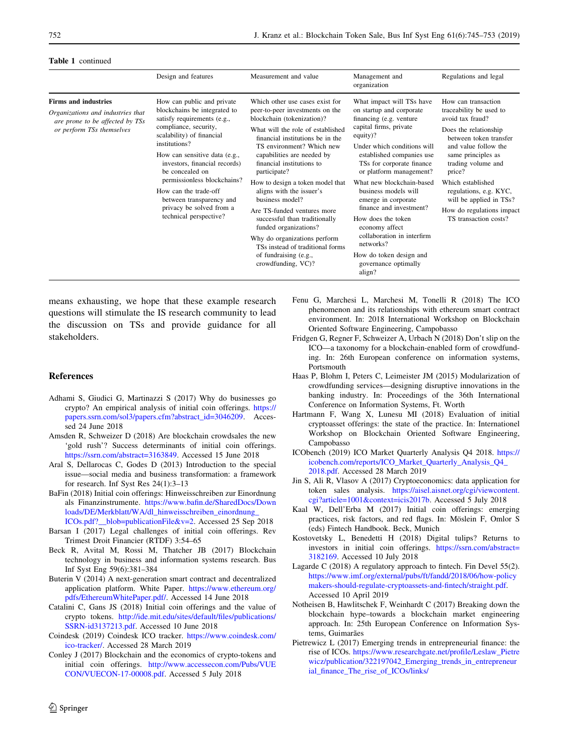**Table 1** continued

| | Design and features | Measurement and value | Management and organization | Regulations and legal |
|---|---|---|---|---|
| **Firms and industries**<br>*Organizations and industries that are prone to be affected by TSs or perform TSs themselves* | How can public and private blockchains be integrated to satisfy requirements (e.g., compliance, security, scalability) of financial institutions?<br>How can sensitive data (e.g., investors, financial records) be concealed on permissionless blockchains?<br>How can the trade-off between transparency and privacy be solved from a technical perspective? | Which other use cases exist for peer-to-peer investments on the blockchain (tokenization)?<br>What will the role of established financial institutions be in the TS environment? Which new capabilities are needed by financial institutions to participate?<br>How to design a token model that aligns with the issuer's business model?<br>Are TS-funded ventures more successful than traditionally funded organizations?<br>Why do organizations perform TSs instead of traditional forms of fundraising (e.g., crowdfunding, VC)? | What impact will TSs have on startup and corporate financing (e.g. venture capital firms, private equity)?<br>Under which conditions will established companies use TSs for corporate finance or platform management?<br>What new blockchain-based business models will emerge in corporate finance and investment?<br>How does the token economy affect collaboration in interfirm networks?<br>How do token design and governance optimally align? | How can transaction traceability be used to avoid tax fraud?<br>Does the relationship between token transfer and value follow the same principles as trading volume and price?<br>Which established regulations, e.g. KYC, will be applied in TSs?<br>How do regulations impact TS transaction costs? |

means exhausting, we hope that these example research questions will stimulate the IS research community to lead the discussion on TSs and provide guidance for all stakeholders.

## References

Adhami S, Giudici G, Martinazzi S (2017) Why do businesses go crypto? An empirical analysis of initial coin offerings. https://papers.ssrn.com/sol3/papers.cfm?abstract_id=3046209. Accessed 24 June 2018

Amsden R, Schweizer D (2018) Are blockchain crowdsales the new 'gold rush'? Success determinants of initial coin offerings. https://ssrn.com/abstract=3163849. Accessed 15 June 2018

Aral S, Dellarocas C, Godes D (2013) Introduction to the special issue—social media and business transformation: a framework for research. Inf Syst Res 24(1):3–13

BaFin (2018) Initial coin offerings: Hinweisschreiben zur Einordnung als Finanzinstrumente. https://www.bafin.de/SharedDocs/Downloads/DE/Merkblatt/WA/dl_hinweisschreiben_einordnung_ICOs.pdf?__blob=publicationFile&v=2. Accessed 25 Sep 2018

Barsan I (2017) Legal challenges of initial coin offerings. Rev Trimest Droit Financier (RTDF) 3:54–65

Beck R, Avital M, Rossi M, Thatcher JB (2017) Blockchain technology in business and information systems research. Bus Inf Syst Eng 59(6):381–384

Buterin V (2014) A next-generation smart contract and decentralized application platform. White Paper. https://www.ethereum.org/pdfs/EthereumWhitePaper.pdf/. Accessed 14 June 2018

Catalini C, Gans JS (2018) Initial coin offerings and the value of crypto tokens. http://ide.mit.edu/sites/default/files/publications/SSRN-id3137213.pdf. Accessed 10 June 2018

Coindesk (2019) Coindesk ICO tracker. https://www.coindesk.com/ico-tracker/. Accessed 28 March 2019

Conley J (2017) Blockchain and the economics of crypto-tokens and initial coin offerings. http://www.accessecon.com/Pubs/VUECON/VUECON-17-00008.pdf. Accessed 5 July 2018

Fenu G, Marchesi L, Marchesi M, Tonelli R (2018) The ICO phenomenon and its relationships with ethereum smart contract environment. In: 2018 International Workshop on Blockchain Oriented Software Engineering, Campobasso

Fridgen G, Regner F, Schweizer A, Urbach N (2018) Don't slip on the ICO—a taxonomy for a blockchain-enabled form of crowdfunding. In: 26th European conference on information systems, Portsmouth

Haas P, Blohm I, Peters C, Leimeister JM (2015) Modularization of crowdfunding services—designing disruptive innovations in the banking industry. In: Proceedings of the 36th International Conference on Information Systems, Ft. Worth

Hartmann F, Wang X, Lunesu MI (2018) Evaluation of initial cryptoasset offerings: the state of the practice. In: Internationel Workshop on Blockchain Oriented Software Engineering, Campobasso

ICObench (2019) ICO Market Quarterly Analysis Q4 2018. https://icobench.com/reports/ICO_Market_Quarterly_Analysis_Q4_2018.pdf. Accessed 28 March 2019

Jin S, Ali R, Vlasov A (2017) Cryptoeconomics: data application for token sales analysis. https://aisel.aisnet.org/cgi/viewcontent.cgi?article=1001&context=icis2017b. Accessed 5 July 2018

Kaal W, Dell'Erba M (2017) Initial coin offerings: emerging practices, risk factors, and red flags. In: Möslein F, Omlor S (eds) Fintech Handbook. Beck, Munich

Kostovetsky L, Benedetti H (2018) Digital tulips? Returns to investors in initial coin offerings. https://ssrn.com/abstract=3182169. Accessed 10 July 2018

Lagarde C (2018) A regulatory approach to fintech. Fin Devel 55(2). https://www.imf.org/external/pubs/ft/fandd/2018/06/how-policymakers-should-regulate-cryptoassets-and-fintech/straight.pdf. Accessed 10 April 2019

Notheisen B, Hawlitschek F, Weinhardt C (2017) Breaking down the blockchain hype–towards a blockchain market engineering approach. In: 25th European Conference on Information Systems, Guimarães

Pietrewicz L (2017) Emerging trends in entrepreneurial finance: the rise of ICOs. https://www.researchgate.net/profile/Leslaw_Pietrewicz/publication/322197042_Emerging_trends_in_entrepreneurial_finance_The_rise_of_ICOs/links/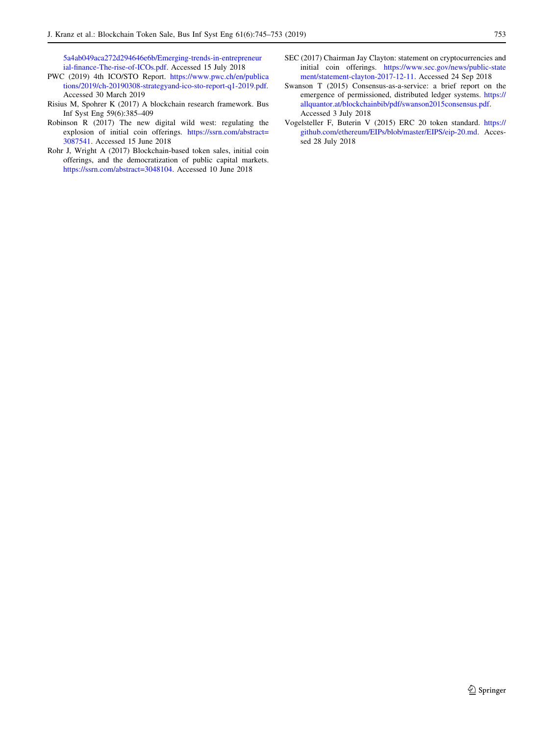5a4ab049aca272d294646e6b/Emerging-trends-in-entrepreneurial-finance-The-rise-of-ICOs.pdf. Accessed 15 July 2018

PWC (2019) 4th ICO/STO Report. https://www.pwc.ch/en/publications/2019/ch-20190308-strategyand-ico-sto-report-q1-2019.pdf. Accessed 30 March 2019

Risius M, Spohrer K (2017) A blockchain research framework. Bus Inf Syst Eng 59(6):385–409

Robinson R (2017) The new digital wild west: regulating the explosion of initial coin offerings. https://ssrn.com/abstract=3087541. Accessed 15 June 2018

Rohr J, Wright A (2017) Blockchain-based token sales, initial coin offerings, and the democratization of public capital markets. https://ssrn.com/abstract=3048104. Accessed 10 June 2018

SEC (2017) Chairman Jay Clayton: statement on cryptocurrencies and initial coin offerings. https://www.sec.gov/news/public-statement/statement-clayton-2017-12-11. Accessed 24 Sep 2018

Swanson T (2015) Consensus-as-a-service: a brief report on the emergence of permissioned, distributed ledger systems. https://allquantor.at/blockchainbib/pdf/swanson2015consensus.pdf. Accessed 3 July 2018

Vogelsteller F, Buterin V (2015) ERC 20 token standard. https://github.com/ethereum/EIPs/blob/master/EIPS/eip-20.md. Accessed 28 July 2018